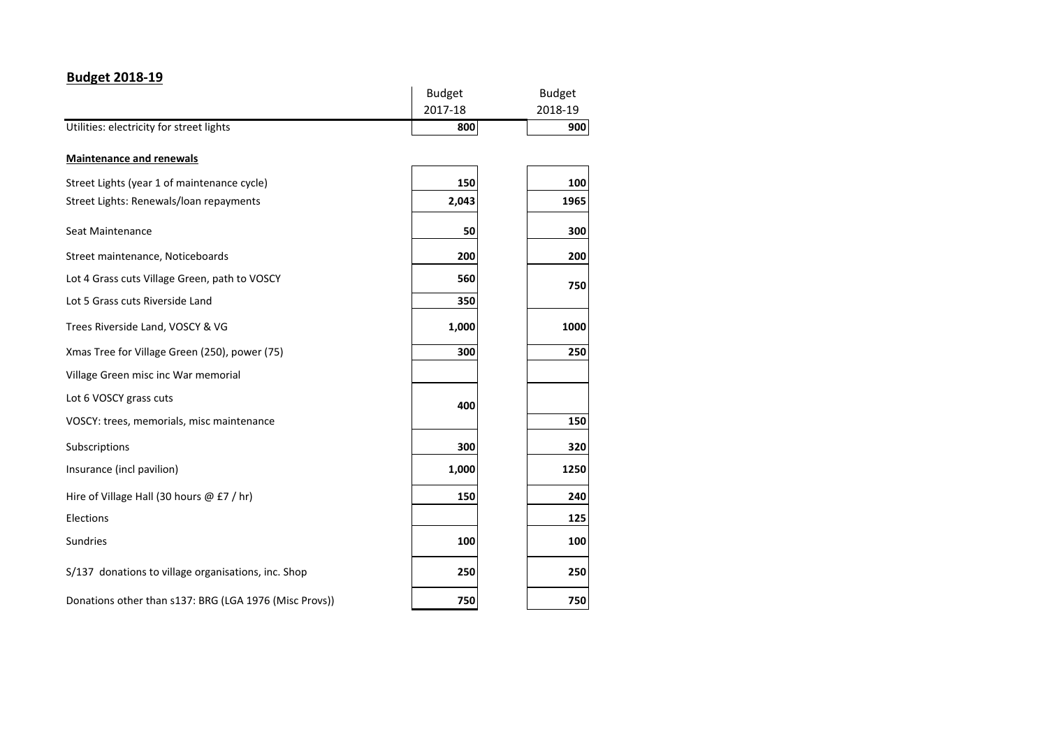## Budget 2018-19

| | Budget 2017-18 | Budget 2018-19 |
|---|---|---|
| Utilities: electricity for street lights | **800** | **900** |
| **Maintenance and renewals** | | |
| Street Lights (year 1 of maintenance cycle) | **150** | **100** |
| Street Lights: Renewals/loan repayments | **2,043** | **1965** |
| Seat Maintenance | **50** | **300** |
| Street maintenance, Noticeboards | **200** | **200** |
| Lot 4 Grass cuts Village Green, path to VOSCY | **560** | **750** |
| Lot 5 Grass cuts Riverside Land | **350** | |
| Trees Riverside Land, VOSCY & VG | **1,000** | **1000** |
| Xmas Tree for Village Green (250), power (75) | **300** | **250** |
| Village Green misc inc War memorial | | |
| Lot 6 VOSCY grass cuts | **400** | |
| VOSCY: trees, memorials, misc maintenance | | **150** |
| Subscriptions | **300** | **320** |
| Insurance (incl pavilion) | **1,000** | **1250** |
| Hire of Village Hall (30 hours @ £7 / hr) | **150** | **240** |
| Elections | | **125** |
| Sundries | **100** | **100** |
| S/137 donations to village organisations, inc. Shop | **250** | **250** |
| Donations other than s137: BRG (LGA 1976 (Misc Provs)) | **750** | **750** |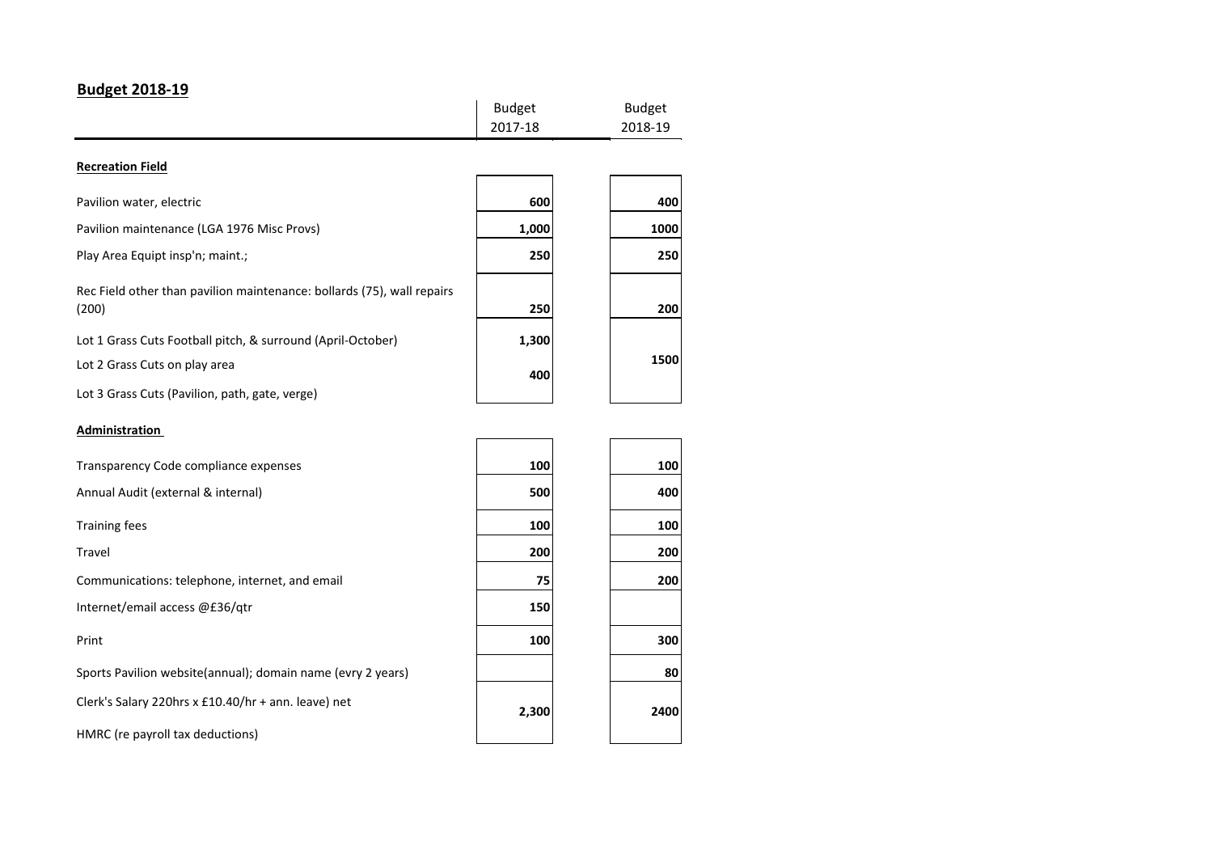## Budget 2018-19

| | Budget 2017-18 | Budget 2018-19 |
|---|---|---|
| **Recreation Field** | | |
| Pavilion water, electric | **600** | **400** |
| Pavilion maintenance (LGA 1976 Misc Provs) | **1,000** | **1000** |
| Play Area Equipt insp'n; maint.; | **250** | **250** |
| Rec Field other than pavilion maintenance: bollards (75), wall repairs (200) | **250** | **200** |
| Lot 1 Grass Cuts Football pitch, & surround (April-October) | **1,300** | **1500** |
| Lot 2 Grass Cuts on play area | **400** | |
| Lot 3 Grass Cuts (Pavilion, path, gate, verge) | | |
| **Administration** | | |
| Transparency Code compliance expenses | **100** | **100** |
| Annual Audit (external & internal) | **500** | **400** |
| Training fees | **100** | **100** |
| Travel | **200** | **200** |
| Communications: telephone, internet, and email | **75** | **200** |
| Internet/email access @£36/qtr | **150** | |
| Print | **100** | **300** |
| Sports Pavilion website(annual); domain name (evry 2 years) | | **80** |
| Clerk's Salary 220hrs x £10.40/hr + ann. leave) net | **2,300** | **2400** |
| HMRC (re payroll tax deductions) | | |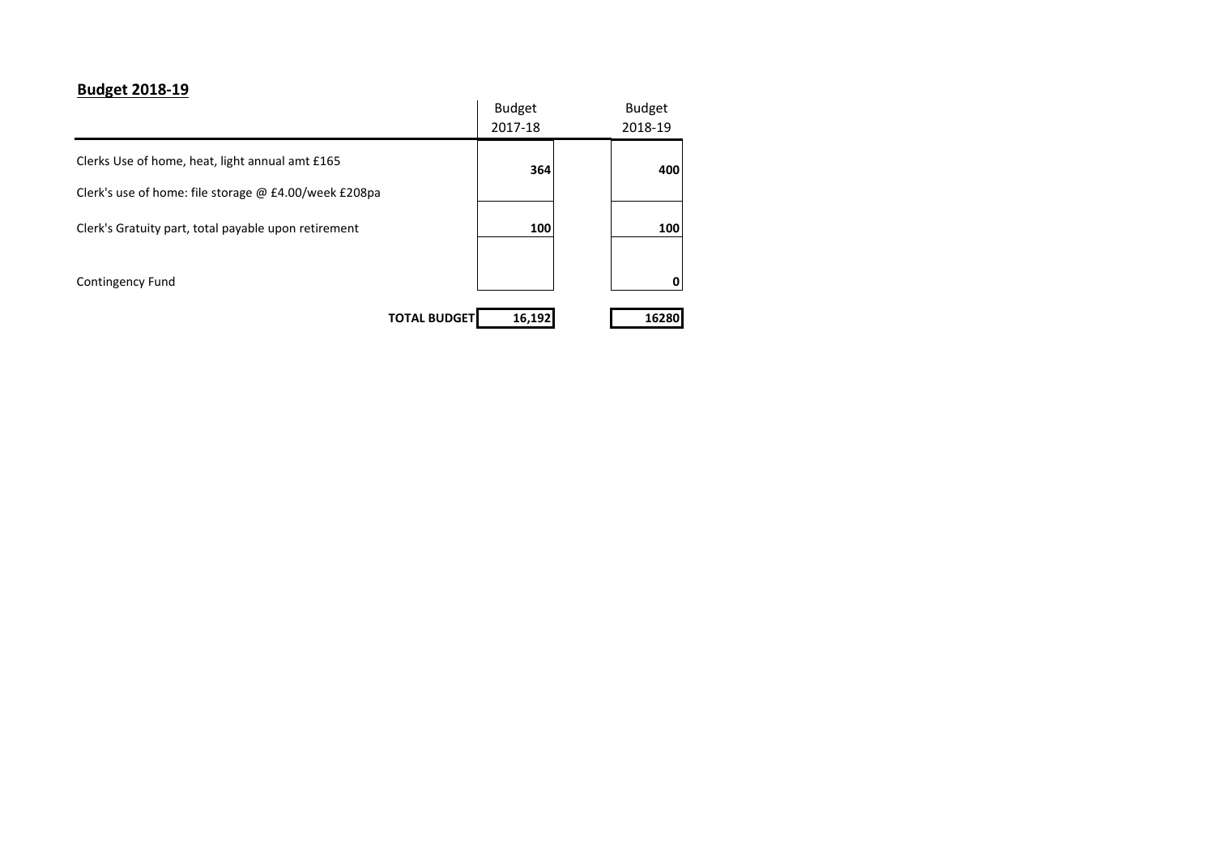## Budget 2018-19

| | Budget 2017-18 | Budget 2018-19 |
|---|---|---|
| Clerks Use of home, heat, light annual amt £165<br>Clerk's use of home: file storage @ £4.00/week £208pa | **364** | **400** |
| Clerk's Gratuity part, total payable upon retirement | **100** | **100** |
| Contingency Fund | | **0** |
| **TOTAL BUDGET** | **16,192** | **16280** |